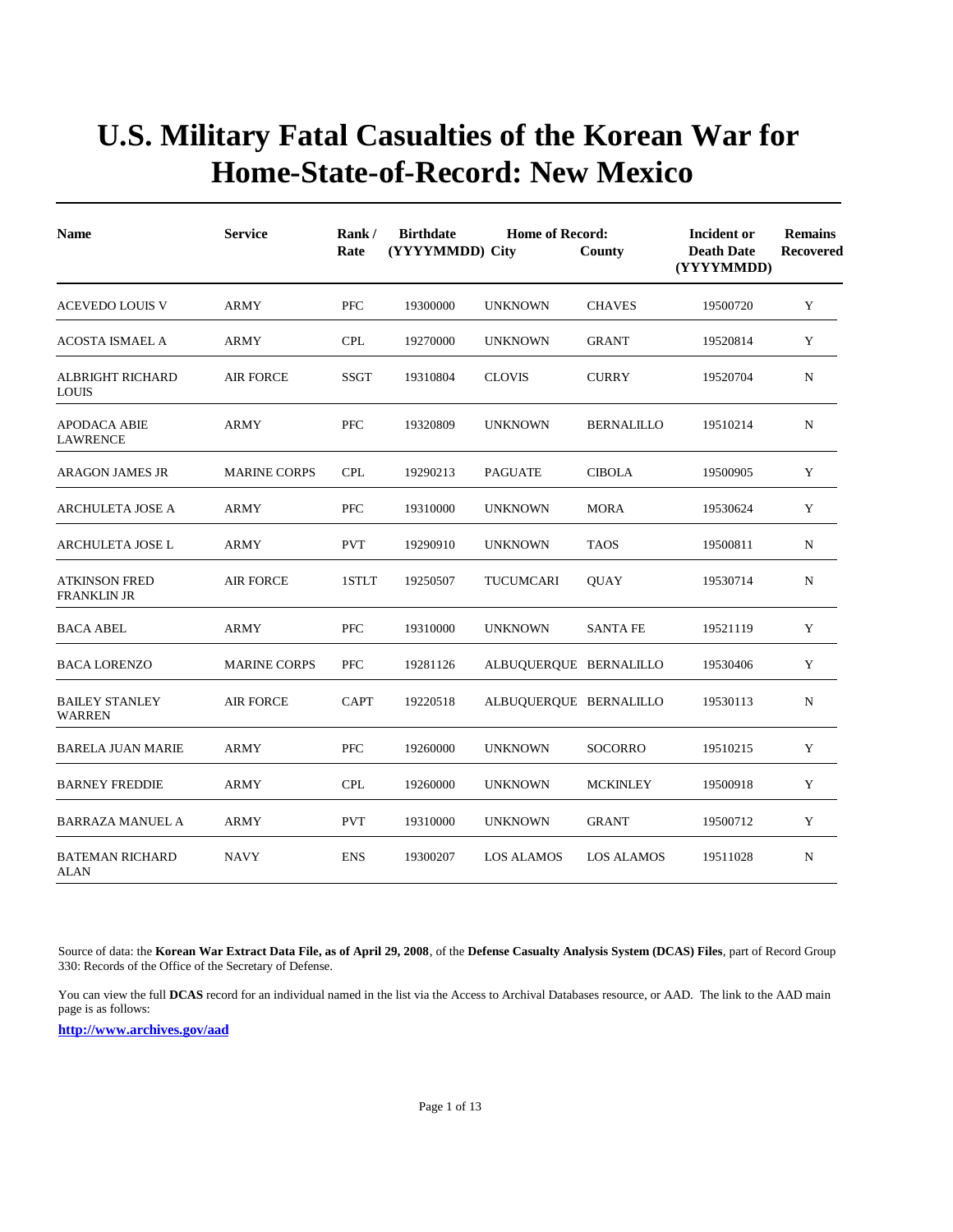# U.S. Military Fatal Casualties of the Korean War for Home-State-of-Record: New Mexico

| Name | Service | Rank / Rate | Birthdate (YYYYMMDD) | Home of Record: City | County | Incident or Death Date (YYYYMMDD) | Remains Recovered |
|---|---|---|---|---|---|---|---|
| ACEVEDO LOUIS V | ARMY | PFC | 19300000 | UNKNOWN | CHAVES | 19500720 | Y |
| ACOSTA ISMAEL A | ARMY | CPL | 19270000 | UNKNOWN | GRANT | 19520814 | Y |
| ALBRIGHT RICHARD LOUIS | AIR FORCE | SSGT | 19310804 | CLOVIS | CURRY | 19520704 | N |
| APODACA ABIE LAWRENCE | ARMY | PFC | 19320809 | UNKNOWN | BERNALILLO | 19510214 | N |
| ARAGON JAMES JR | MARINE CORPS | CPL | 19290213 | PAGUATE | CIBOLA | 19500905 | Y |
| ARCHULETA JOSE A | ARMY | PFC | 19310000 | UNKNOWN | MORA | 19530624 | Y |
| ARCHULETA JOSE L | ARMY | PVT | 19290910 | UNKNOWN | TAOS | 19500811 | N |
| ATKINSON FRED FRANKLIN JR | AIR FORCE | 1STLT | 19250507 | TUCUMCARI | QUAY | 19530714 | N |
| BACA ABEL | ARMY | PFC | 19310000 | UNKNOWN | SANTA FE | 19521119 | Y |
| BACA LORENZO | MARINE CORPS | PFC | 19281126 | ALBUQUERQUE | BERNALILLO | 19530406 | Y |
| BAILEY STANLEY WARREN | AIR FORCE | CAPT | 19220518 | ALBUQUERQUE | BERNALILLO | 19530113 | N |
| BARELA JUAN MARIE | ARMY | PFC | 19260000 | UNKNOWN | SOCORRO | 19510215 | Y |
| BARNEY FREDDIE | ARMY | CPL | 19260000 | UNKNOWN | MCKINLEY | 19500918 | Y |
| BARRAZA MANUEL A | ARMY | PVT | 19310000 | UNKNOWN | GRANT | 19500712 | Y |
| BATEMAN RICHARD ALAN | NAVY | ENS | 19300207 | LOS ALAMOS | LOS ALAMOS | 19511028 | N |

Source of data: the **Korean War Extract Data File, as of April 29, 2008**, of the **Defense Casualty Analysis System (DCAS) Files**, part of Record Group 330: Records of the Office of the Secretary of Defense.

You can view the full **DCAS** record for an individual named in the list via the Access to Archival Databases resource, or AAD. The link to the AAD main page is as follows:

**http://www.archives.gov/aad**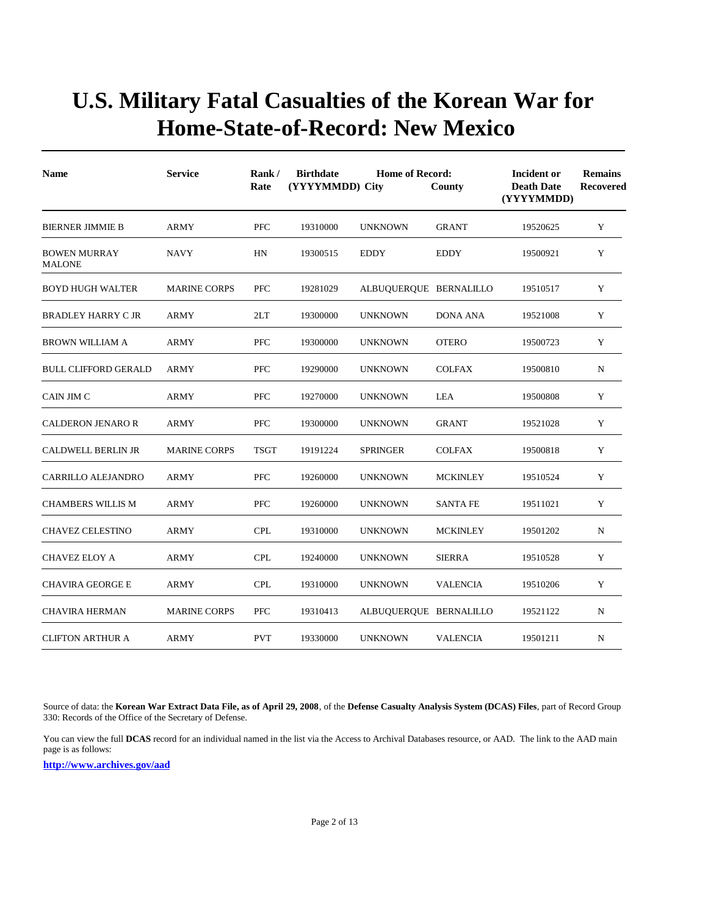# U.S. Military Fatal Casualties of the Korean War for Home-State-of-Record: New Mexico

| Name | Service | Rank / Rate | Birthdate (YYYYMMDD) | Home of Record: City | County | Incident or Death Date (YYYYMMDD) | Remains Recovered |
|---|---|---|---|---|---|---|---|
| BIERNER JIMMIE B | ARMY | PFC | 19310000 | UNKNOWN | GRANT | 19520625 | Y |
| BOWEN MURRAY MALONE | NAVY | HN | 19300515 | EDDY | EDDY | 19500921 | Y |
| BOYD HUGH WALTER | MARINE CORPS | PFC | 19281029 | ALBUQUERQUE | BERNALILLO | 19510517 | Y |
| BRADLEY HARRY C JR | ARMY | 2LT | 19300000 | UNKNOWN | DONA ANA | 19521008 | Y |
| BROWN WILLIAM A | ARMY | PFC | 19300000 | UNKNOWN | OTERO | 19500723 | Y |
| BULL CLIFFORD GERALD | ARMY | PFC | 19290000 | UNKNOWN | COLFAX | 19500810 | N |
| CAIN JIM C | ARMY | PFC | 19270000 | UNKNOWN | LEA | 19500808 | Y |
| CALDERON JENARO R | ARMY | PFC | 19300000 | UNKNOWN | GRANT | 19521028 | Y |
| CALDWELL BERLIN JR | MARINE CORPS | TSGT | 19191224 | SPRINGER | COLFAX | 19500818 | Y |
| CARRILLO ALEJANDRO | ARMY | PFC | 19260000 | UNKNOWN | MCKINLEY | 19510524 | Y |
| CHAMBERS WILLIS M | ARMY | PFC | 19260000 | UNKNOWN | SANTA FE | 19511021 | Y |
| CHAVEZ CELESTINO | ARMY | CPL | 19310000 | UNKNOWN | MCKINLEY | 19501202 | N |
| CHAVEZ ELOY A | ARMY | CPL | 19240000 | UNKNOWN | SIERRA | 19510528 | Y |
| CHAVIRA GEORGE E | ARMY | CPL | 19310000 | UNKNOWN | VALENCIA | 19510206 | Y |
| CHAVIRA HERMAN | MARINE CORPS | PFC | 19310413 | ALBUQUERQUE | BERNALILLO | 19521122 | N |
| CLIFTON ARTHUR A | ARMY | PVT | 19330000 | UNKNOWN | VALENCIA | 19501211 | N |

Source of data: the **Korean War Extract Data File, as of April 29, 2008**, of the **Defense Casualty Analysis System (DCAS) Files**, part of Record Group 330: Records of the Office of the Secretary of Defense.

You can view the full **DCAS** record for an individual named in the list via the Access to Archival Databases resource, or AAD. The link to the AAD main page is as follows:

**http://www.archives.gov/aad**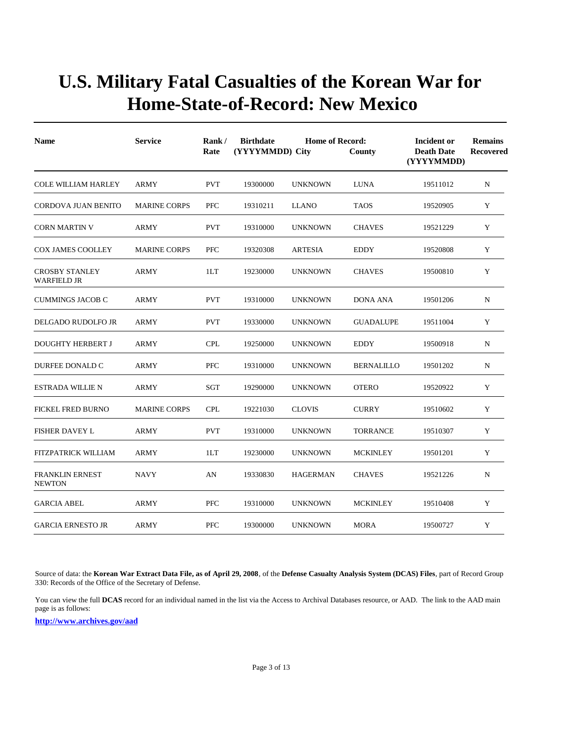# U.S. Military Fatal Casualties of the Korean War for Home-State-of-Record: New Mexico

| Name | Service | Rank / Rate | Birthdate (YYYYMMDD) | Home of Record: City | County | Incident or Death Date (YYYYMMDD) | Remains Recovered |
|---|---|---|---|---|---|---|---|
| COLE WILLIAM HARLEY | ARMY | PVT | 19300000 | UNKNOWN | LUNA | 19511012 | N |
| CORDOVA JUAN BENITO | MARINE CORPS | PFC | 19310211 | LLANO | TAOS | 19520905 | Y |
| CORN MARTIN V | ARMY | PVT | 19310000 | UNKNOWN | CHAVES | 19521229 | Y |
| COX JAMES COOLLEY | MARINE CORPS | PFC | 19320308 | ARTESIA | EDDY | 19520808 | Y |
| CROSBY STANLEY WARFIELD JR | ARMY | 1LT | 19230000 | UNKNOWN | CHAVES | 19500810 | Y |
| CUMMINGS JACOB C | ARMY | PVT | 19310000 | UNKNOWN | DONA ANA | 19501206 | N |
| DELGADO RUDOLFO JR | ARMY | PVT | 19330000 | UNKNOWN | GUADALUPE | 19511004 | Y |
| DOUGHTY HERBERT J | ARMY | CPL | 19250000 | UNKNOWN | EDDY | 19500918 | N |
| DURFEE DONALD C | ARMY | PFC | 19310000 | UNKNOWN | BERNALILLO | 19501202 | N |
| ESTRADA WILLIE N | ARMY | SGT | 19290000 | UNKNOWN | OTERO | 19520922 | Y |
| FICKEL FRED BURNO | MARINE CORPS | CPL | 19221030 | CLOVIS | CURRY | 19510602 | Y |
| FISHER DAVEY L | ARMY | PVT | 19310000 | UNKNOWN | TORRANCE | 19510307 | Y |
| FITZPATRICK WILLIAM | ARMY | 1LT | 19230000 | UNKNOWN | MCKINLEY | 19501201 | Y |
| FRANKLIN ERNEST NEWTON | NAVY | AN | 19330830 | HAGERMAN | CHAVES | 19521226 | N |
| GARCIA ABEL | ARMY | PFC | 19310000 | UNKNOWN | MCKINLEY | 19510408 | Y |
| GARCIA ERNESTO JR | ARMY | PFC | 19300000 | UNKNOWN | MORA | 19500727 | Y |

Source of data: the **Korean War Extract Data File, as of April 29, 2008**, of the **Defense Casualty Analysis System (DCAS) Files**, part of Record Group 330: Records of the Office of the Secretary of Defense.

You can view the full **DCAS** record for an individual named in the list via the Access to Archival Databases resource, or AAD. The link to the AAD main page is as follows:

**http://www.archives.gov/aad**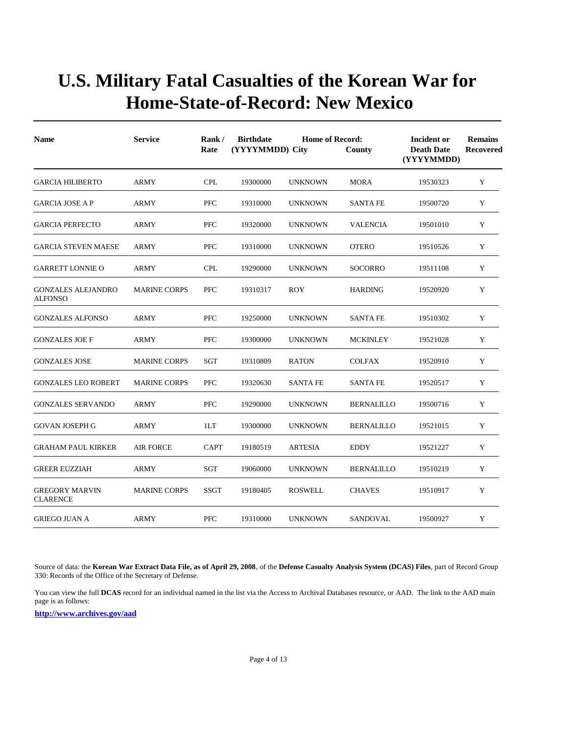# U.S. Military Fatal Casualties of the Korean War for Home-State-of-Record: New Mexico

| Name | Service | Rank / Rate | Birthdate (YYYYMMDD) | Home of Record: City | County | Incident or Death Date (YYYYMMDD) | Remains Recovered |
|---|---|---|---|---|---|---|---|
| GARCIA HILIBERTO | ARMY | CPL | 19300000 | UNKNOWN | MORA | 19530323 | Y |
| GARCIA JOSE A P | ARMY | PFC | 19310000 | UNKNOWN | SANTA FE | 19500720 | Y |
| GARCIA PERFECTO | ARMY | PFC | 19320000 | UNKNOWN | VALENCIA | 19501010 | Y |
| GARCIA STEVEN MAESE | ARMY | PFC | 19310000 | UNKNOWN | OTERO | 19510526 | Y |
| GARRETT LONNIE O | ARMY | CPL | 19290000 | UNKNOWN | SOCORRO | 19511108 | Y |
| GONZALES ALEJANDRO ALFONSO | MARINE CORPS | PFC | 19310317 | ROY | HARDING | 19520920 | Y |
| GONZALES ALFONSO | ARMY | PFC | 19250000 | UNKNOWN | SANTA FE | 19510302 | Y |
| GONZALES JOE F | ARMY | PFC | 19300000 | UNKNOWN | MCKINLEY | 19521028 | Y |
| GONZALES JOSE | MARINE CORPS | SGT | 19310809 | RATON | COLFAX | 19520910 | Y |
| GONZALES LEO ROBERT | MARINE CORPS | PFC | 19320630 | SANTA FE | SANTA FE | 19520517 | Y |
| GONZALES SERVANDO | ARMY | PFC | 19290000 | UNKNOWN | BERNALILLO | 19500716 | Y |
| GOVAN JOSEPH G | ARMY | 1LT | 19300000 | UNKNOWN | BERNALILLO | 19521015 | Y |
| GRAHAM PAUL KIRKER | AIR FORCE | CAPT | 19180519 | ARTESIA | EDDY | 19521227 | Y |
| GREER EUZZIAH | ARMY | SGT | 19060000 | UNKNOWN | BERNALILLO | 19510219 | Y |
| GREGORY MARVIN CLARENCE | MARINE CORPS | SSGT | 19180405 | ROSWELL | CHAVES | 19510917 | Y |
| GRIEGO JUAN A | ARMY | PFC | 19310000 | UNKNOWN | SANDOVAL | 19500927 | Y |

Source of data: the **Korean War Extract Data File, as of April 29, 2008**, of the **Defense Casualty Analysis System (DCAS) Files**, part of Record Group 330: Records of the Office of the Secretary of Defense.

You can view the full **DCAS** record for an individual named in the list via the Access to Archival Databases resource, or AAD. The link to the AAD main page is as follows:

**http://www.archives.gov/aad**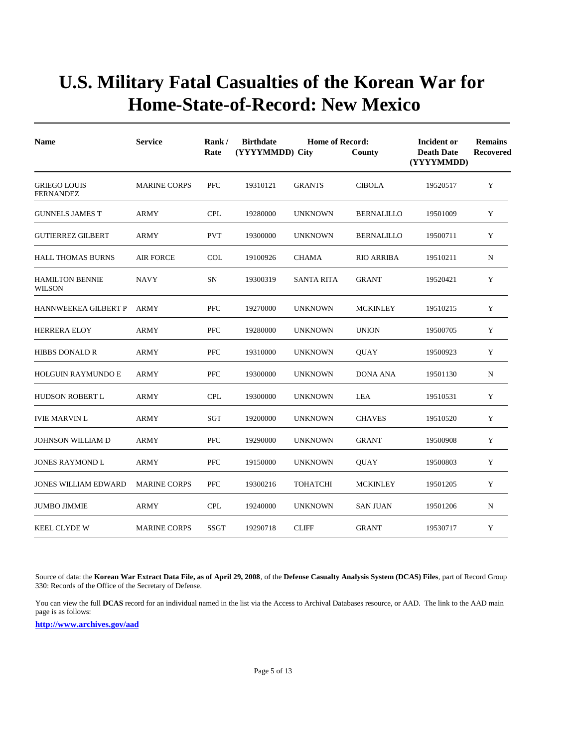# U.S. Military Fatal Casualties of the Korean War for Home-State-of-Record: New Mexico

| Name | Service | Rank / Rate | Birthdate (YYYYMMDD) | Home of Record: City | County | Incident or Death Date (YYYYMMDD) | Remains Recovered |
|---|---|---|---|---|---|---|---|
| GRIEGO LOUIS FERNANDEZ | MARINE CORPS | PFC | 19310121 | GRANTS | CIBOLA | 19520517 | Y |
| GUNNELS JAMES T | ARMY | CPL | 19280000 | UNKNOWN | BERNALILLO | 19501009 | Y |
| GUTIERREZ GILBERT | ARMY | PVT | 19300000 | UNKNOWN | BERNALILLO | 19500711 | Y |
| HALL THOMAS BURNS | AIR FORCE | COL | 19100926 | CHAMA | RIO ARRIBA | 19510211 | N |
| HAMILTON BENNIE WILSON | NAVY | SN | 19300319 | SANTA RITA | GRANT | 19520421 | Y |
| HANNWEEKEA GILBERT P | ARMY | PFC | 19270000 | UNKNOWN | MCKINLEY | 19510215 | Y |
| HERRERA ELOY | ARMY | PFC | 19280000 | UNKNOWN | UNION | 19500705 | Y |
| HIBBS DONALD R | ARMY | PFC | 19310000 | UNKNOWN | QUAY | 19500923 | Y |
| HOLGUIN RAYMUNDO E | ARMY | PFC | 19300000 | UNKNOWN | DONA ANA | 19501130 | N |
| HUDSON ROBERT L | ARMY | CPL | 19300000 | UNKNOWN | LEA | 19510531 | Y |
| IVIE MARVIN L | ARMY | SGT | 19200000 | UNKNOWN | CHAVES | 19510520 | Y |
| JOHNSON WILLIAM D | ARMY | PFC | 19290000 | UNKNOWN | GRANT | 19500908 | Y |
| JONES RAYMOND L | ARMY | PFC | 19150000 | UNKNOWN | QUAY | 19500803 | Y |
| JONES WILLIAM EDWARD | MARINE CORPS | PFC | 19300216 | TOHATCHI | MCKINLEY | 19501205 | Y |
| JUMBO JIMMIE | ARMY | CPL | 19240000 | UNKNOWN | SAN JUAN | 19501206 | N |
| KEEL CLYDE W | MARINE CORPS | SSGT | 19290718 | CLIFF | GRANT | 19530717 | Y |

Source of data: the **Korean War Extract Data File, as of April 29, 2008**, of the **Defense Casualty Analysis System (DCAS) Files**, part of Record Group 330: Records of the Office of the Secretary of Defense.

You can view the full **DCAS** record for an individual named in the list via the Access to Archival Databases resource, or AAD. The link to the AAD main page is as follows:

**http://www.archives.gov/aad**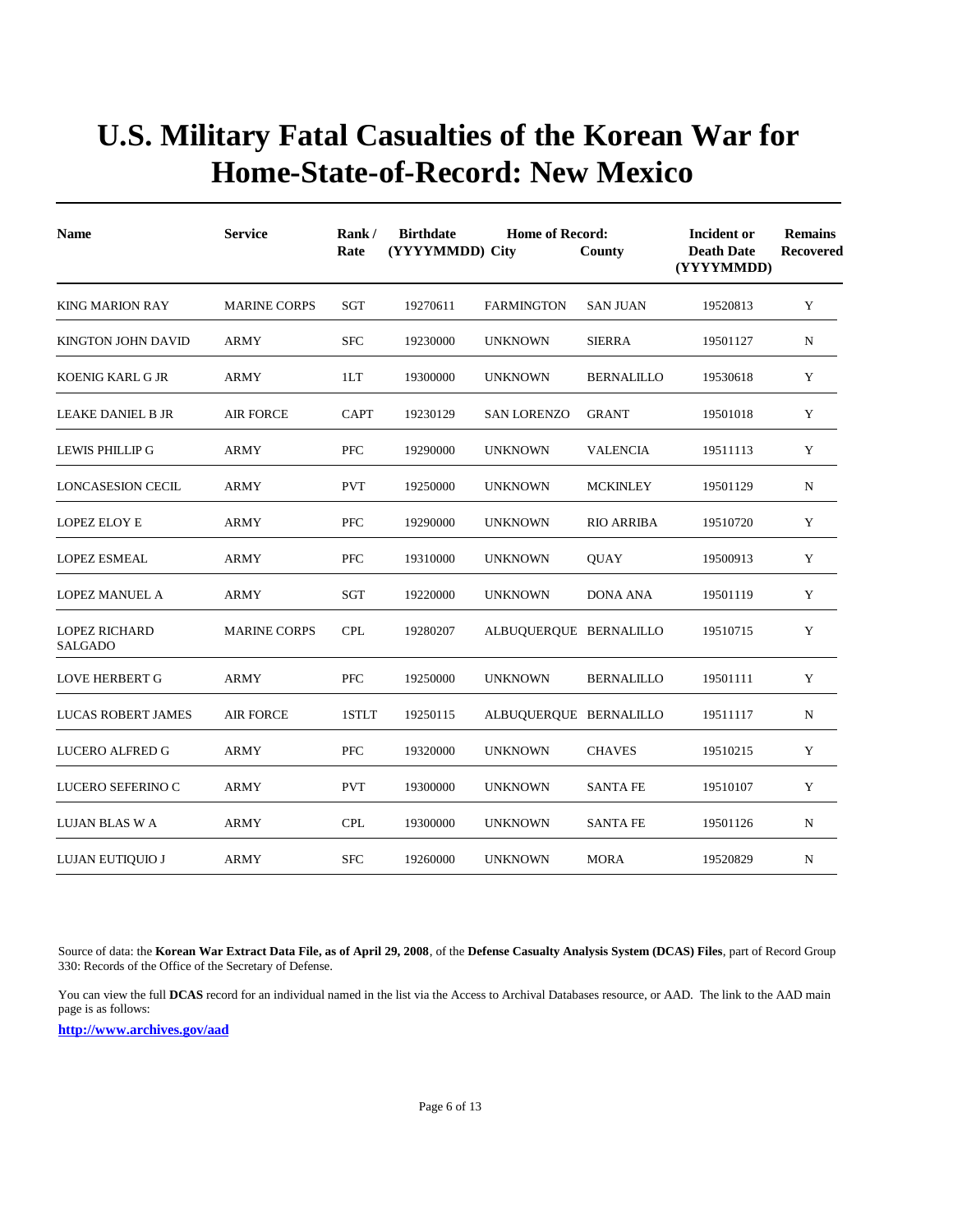# U.S. Military Fatal Casualties of the Korean War for Home-State-of-Record: New Mexico

| Name | Service | Rank / Rate | Birthdate (YYYYMMDD) | Home of Record: City | County | Incident or Death Date (YYYYMMDD) | Remains Recovered |
|---|---|---|---|---|---|---|---|
| KING MARION RAY | MARINE CORPS | SGT | 19270611 | FARMINGTON | SAN JUAN | 19520813 | Y |
| KINGTON JOHN DAVID | ARMY | SFC | 19230000 | UNKNOWN | SIERRA | 19501127 | N |
| KOENIG KARL G JR | ARMY | 1LT | 19300000 | UNKNOWN | BERNALILLO | 19530618 | Y |
| LEAKE DANIEL B JR | AIR FORCE | CAPT | 19230129 | SAN LORENZO | GRANT | 19501018 | Y |
| LEWIS PHILLIP G | ARMY | PFC | 19290000 | UNKNOWN | VALENCIA | 19511113 | Y |
| LONCASESION CECIL | ARMY | PVT | 19250000 | UNKNOWN | MCKINLEY | 19501129 | N |
| LOPEZ ELOY E | ARMY | PFC | 19290000 | UNKNOWN | RIO ARRIBA | 19510720 | Y |
| LOPEZ ESMEAL | ARMY | PFC | 19310000 | UNKNOWN | QUAY | 19500913 | Y |
| LOPEZ MANUEL A | ARMY | SGT | 19220000 | UNKNOWN | DONA ANA | 19501119 | Y |
| LOPEZ RICHARD SALGADO | MARINE CORPS | CPL | 19280207 | ALBUQUERQUE | BERNALILLO | 19510715 | Y |
| LOVE HERBERT G | ARMY | PFC | 19250000 | UNKNOWN | BERNALILLO | 19501111 | Y |
| LUCAS ROBERT JAMES | AIR FORCE | 1STLT | 19250115 | ALBUQUERQUE | BERNALILLO | 19511117 | N |
| LUCERO ALFRED G | ARMY | PFC | 19320000 | UNKNOWN | CHAVES | 19510215 | Y |
| LUCERO SEFERINO C | ARMY | PVT | 19300000 | UNKNOWN | SANTA FE | 19510107 | Y |
| LUJAN BLAS W A | ARMY | CPL | 19300000 | UNKNOWN | SANTA FE | 19501126 | N |
| LUJAN EUTIQUIO J | ARMY | SFC | 19260000 | UNKNOWN | MORA | 19520829 | N |

Source of data: the **Korean War Extract Data File, as of April 29, 2008**, of the **Defense Casualty Analysis System (DCAS) Files**, part of Record Group 330: Records of the Office of the Secretary of Defense.

You can view the full **DCAS** record for an individual named in the list via the Access to Archival Databases resource, or AAD. The link to the AAD main page is as follows:

**http://www.archives.gov/aad**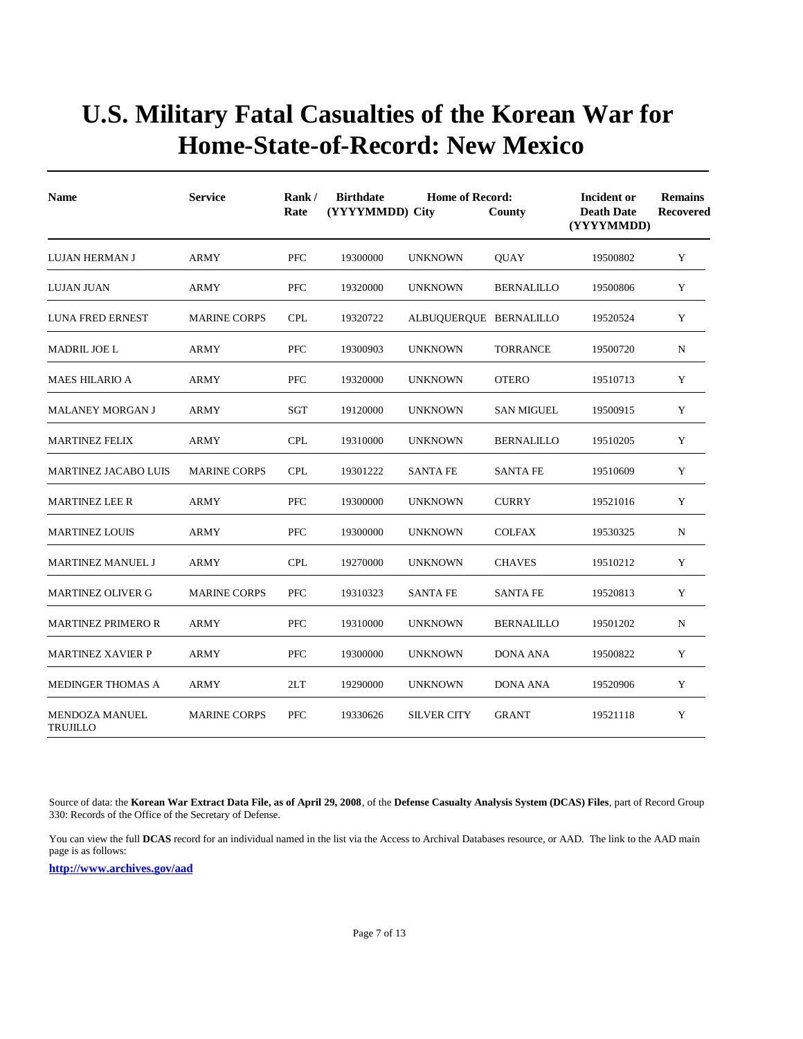# U.S. Military Fatal Casualties of the Korean War for Home-State-of-Record: New Mexico

| Name | Service | Rank / Rate | Birthdate (YYYYMMDD) | Home of Record: City | County | Incident or Death Date (YYYYMMDD) | Remains Recovered |
|---|---|---|---|---|---|---|---|
| LUJAN HERMAN J | ARMY | PFC | 19300000 | UNKNOWN | QUAY | 19500802 | Y |
| LUJAN JUAN | ARMY | PFC | 19320000 | UNKNOWN | BERNALILLO | 19500806 | Y |
| LUNA FRED ERNEST | MARINE CORPS | CPL | 19320722 | ALBUQUERQUE | BERNALILLO | 19520524 | Y |
| MADRIL JOE L | ARMY | PFC | 19300903 | UNKNOWN | TORRANCE | 19500720 | N |
| MAES HILARIO A | ARMY | PFC | 19320000 | UNKNOWN | OTERO | 19510713 | Y |
| MALANEY MORGAN J | ARMY | SGT | 19120000 | UNKNOWN | SAN MIGUEL | 19500915 | Y |
| MARTINEZ FELIX | ARMY | CPL | 19310000 | UNKNOWN | BERNALILLO | 19510205 | Y |
| MARTINEZ JACABO LUIS | MARINE CORPS | CPL | 19301222 | SANTA FE | SANTA FE | 19510609 | Y |
| MARTINEZ LEE R | ARMY | PFC | 19300000 | UNKNOWN | CURRY | 19521016 | Y |
| MARTINEZ LOUIS | ARMY | PFC | 19300000 | UNKNOWN | COLFAX | 19530325 | N |
| MARTINEZ MANUEL J | ARMY | CPL | 19270000 | UNKNOWN | CHAVES | 19510212 | Y |
| MARTINEZ OLIVER G | MARINE CORPS | PFC | 19310323 | SANTA FE | SANTA FE | 19520813 | Y |
| MARTINEZ PRIMERO R | ARMY | PFC | 19310000 | UNKNOWN | BERNALILLO | 19501202 | N |
| MARTINEZ XAVIER P | ARMY | PFC | 19300000 | UNKNOWN | DONA ANA | 19500822 | Y |
| MEDINGER THOMAS A | ARMY | 2LT | 19290000 | UNKNOWN | DONA ANA | 19520906 | Y |
| MENDOZA MANUEL TRUJILLO | MARINE CORPS | PFC | 19330626 | SILVER CITY | GRANT | 19521118 | Y |

Source of data: the **Korean War Extract Data File, as of April 29, 2008**, of the **Defense Casualty Analysis System (DCAS) Files**, part of Record Group 330: Records of the Office of the Secretary of Defense.

You can view the full **DCAS** record for an individual named in the list via the Access to Archival Databases resource, or AAD. The link to the AAD main page is as follows:

**http://www.archives.gov/aad**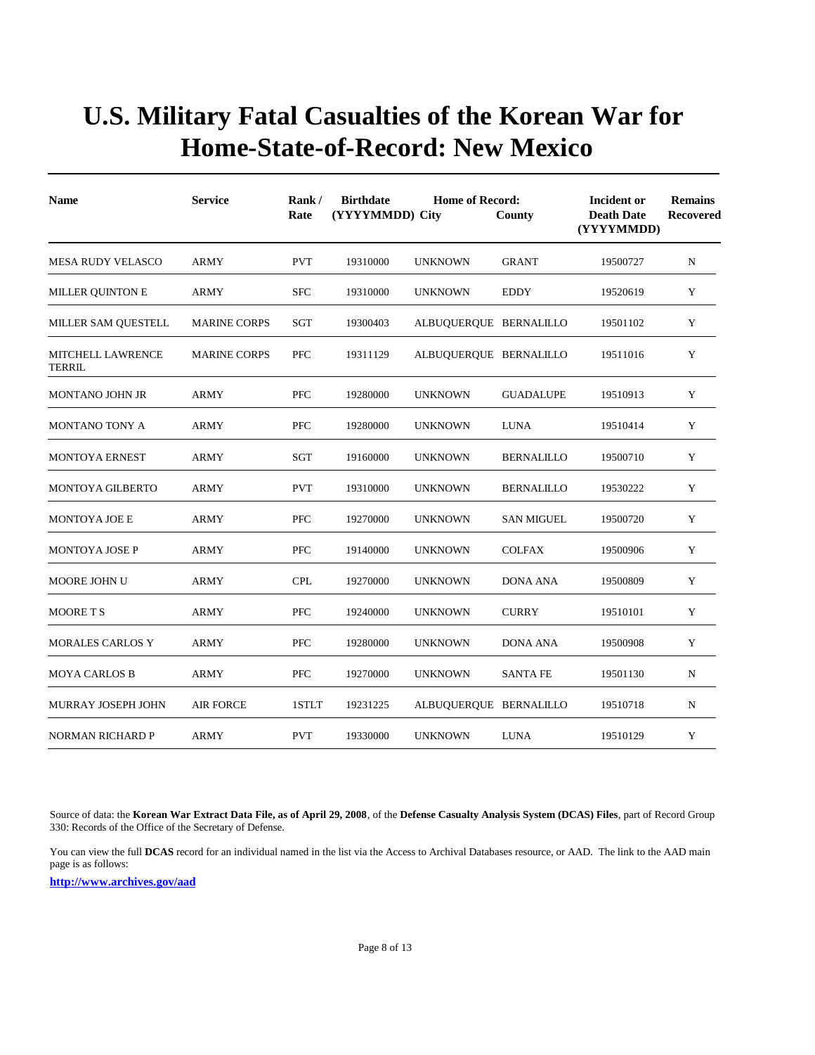# U.S. Military Fatal Casualties of the Korean War for Home-State-of-Record: New Mexico

| Name | Service | Rank / Rate | Birthdate (YYYYMMDD) | Home of Record: City | County | Incident or Death Date (YYYYMMDD) | Remains Recovered |
|---|---|---|---|---|---|---|---|
| MESA RUDY VELASCO | ARMY | PVT | 19310000 | UNKNOWN | GRANT | 19500727 | N |
| MILLER QUINTON E | ARMY | SFC | 19310000 | UNKNOWN | EDDY | 19520619 | Y |
| MILLER SAM QUESTELL | MARINE CORPS | SGT | 19300403 | ALBUQUERQUE | BERNALILLO | 19501102 | Y |
| MITCHELL LAWRENCE TERRIL | MARINE CORPS | PFC | 19311129 | ALBUQUERQUE | BERNALILLO | 19511016 | Y |
| MONTANO JOHN JR | ARMY | PFC | 19280000 | UNKNOWN | GUADALUPE | 19510913 | Y |
| MONTANO TONY A | ARMY | PFC | 19280000 | UNKNOWN | LUNA | 19510414 | Y |
| MONTOYA ERNEST | ARMY | SGT | 19160000 | UNKNOWN | BERNALILLO | 19500710 | Y |
| MONTOYA GILBERTO | ARMY | PVT | 19310000 | UNKNOWN | BERNALILLO | 19530222 | Y |
| MONTOYA JOE E | ARMY | PFC | 19270000 | UNKNOWN | SAN MIGUEL | 19500720 | Y |
| MONTOYA JOSE P | ARMY | PFC | 19140000 | UNKNOWN | COLFAX | 19500906 | Y |
| MOORE JOHN U | ARMY | CPL | 19270000 | UNKNOWN | DONA ANA | 19500809 | Y |
| MOORE T S | ARMY | PFC | 19240000 | UNKNOWN | CURRY | 19510101 | Y |
| MORALES CARLOS Y | ARMY | PFC | 19280000 | UNKNOWN | DONA ANA | 19500908 | Y |
| MOYA CARLOS B | ARMY | PFC | 19270000 | UNKNOWN | SANTA FE | 19501130 | N |
| MURRAY JOSEPH JOHN | AIR FORCE | 1STLT | 19231225 | ALBUQUERQUE | BERNALILLO | 19510718 | N |
| NORMAN RICHARD P | ARMY | PVT | 19330000 | UNKNOWN | LUNA | 19510129 | Y |

Source of data: the **Korean War Extract Data File, as of April 29, 2008**, of the **Defense Casualty Analysis System (DCAS) Files**, part of Record Group 330: Records of the Office of the Secretary of Defense.

You can view the full **DCAS** record for an individual named in the list via the Access to Archival Databases resource, or AAD. The link to the AAD main page is as follows:

**http://www.archives.gov/aad**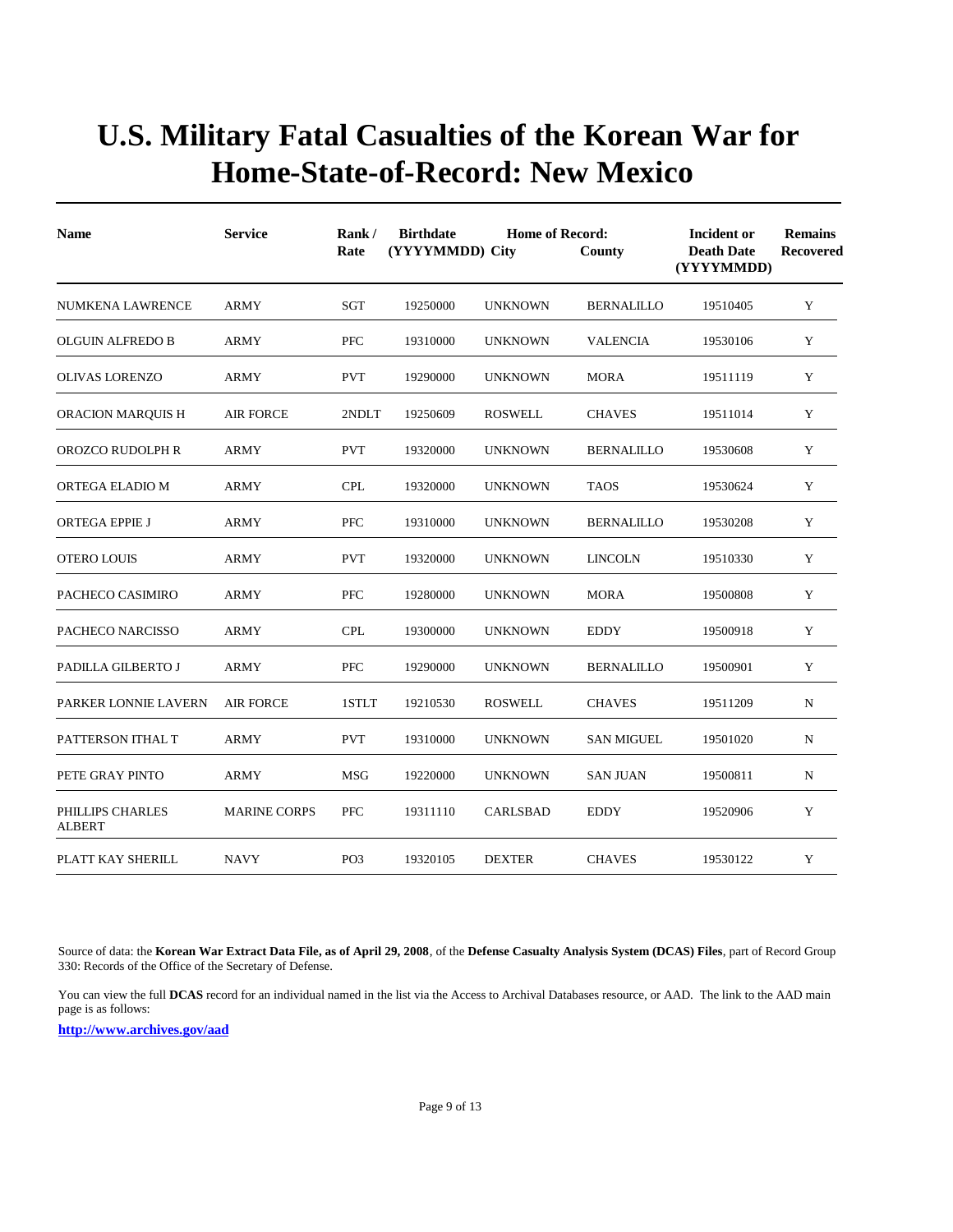# U.S. Military Fatal Casualties of the Korean War for Home-State-of-Record: New Mexico

| Name | Service | Rank / Rate | Birthdate (YYYYMMDD) | Home of Record: City | County | Incident or Death Date (YYYYMMDD) | Remains Recovered |
|---|---|---|---|---|---|---|---|
| NUMKENA LAWRENCE | ARMY | SGT | 19250000 | UNKNOWN | BERNALILLO | 19510405 | Y |
| OLGUIN ALFREDO B | ARMY | PFC | 19310000 | UNKNOWN | VALENCIA | 19530106 | Y |
| OLIVAS LORENZO | ARMY | PVT | 19290000 | UNKNOWN | MORA | 19511119 | Y |
| ORACION MARQUIS H | AIR FORCE | 2NDLT | 19250609 | ROSWELL | CHAVES | 19511014 | Y |
| OROZCO RUDOLPH R | ARMY | PVT | 19320000 | UNKNOWN | BERNALILLO | 19530608 | Y |
| ORTEGA ELADIO M | ARMY | CPL | 19320000 | UNKNOWN | TAOS | 19530624 | Y |
| ORTEGA EPPIE J | ARMY | PFC | 19310000 | UNKNOWN | BERNALILLO | 19530208 | Y |
| OTERO LOUIS | ARMY | PVT | 19320000 | UNKNOWN | LINCOLN | 19510330 | Y |
| PACHECO CASIMIRO | ARMY | PFC | 19280000 | UNKNOWN | MORA | 19500808 | Y |
| PACHECO NARCISSO | ARMY | CPL | 19300000 | UNKNOWN | EDDY | 19500918 | Y |
| PADILLA GILBERTO J | ARMY | PFC | 19290000 | UNKNOWN | BERNALILLO | 19500901 | Y |
| PARKER LONNIE LAVERN | AIR FORCE | 1STLT | 19210530 | ROSWELL | CHAVES | 19511209 | N |
| PATTERSON ITHAL T | ARMY | PVT | 19310000 | UNKNOWN | SAN MIGUEL | 19501020 | N |
| PETE GRAY PINTO | ARMY | MSG | 19220000 | UNKNOWN | SAN JUAN | 19500811 | N |
| PHILLIPS CHARLES ALBERT | MARINE CORPS | PFC | 19311110 | CARLSBAD | EDDY | 19520906 | Y |
| PLATT KAY SHERILL | NAVY | PO3 | 19320105 | DEXTER | CHAVES | 19530122 | Y |

Source of data: the **Korean War Extract Data File, as of April 29, 2008**, of the **Defense Casualty Analysis System (DCAS) Files**, part of Record Group 330: Records of the Office of the Secretary of Defense.

You can view the full **DCAS** record for an individual named in the list via the Access to Archival Databases resource, or AAD. The link to the AAD main page is as follows:

**http://www.archives.gov/aad**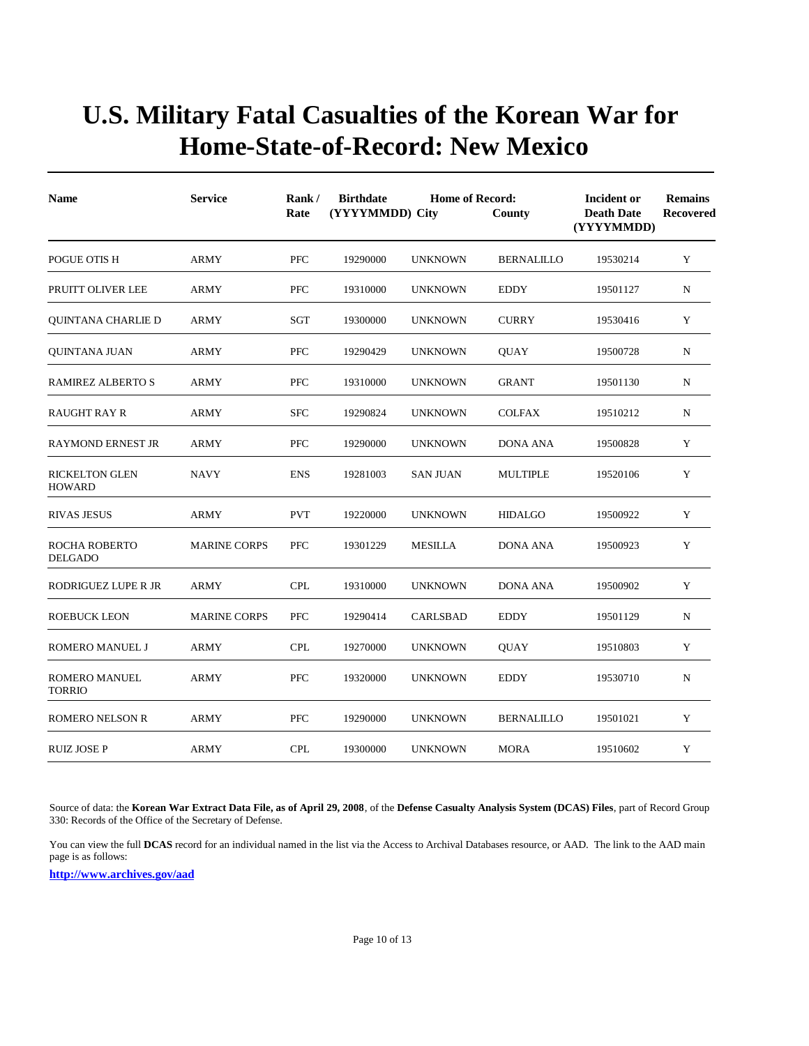# U.S. Military Fatal Casualties of the Korean War for Home-State-of-Record: New Mexico

| Name | Service | Rank / Rate | Birthdate (YYYYMMDD) | Home of Record: City | County | Incident or Death Date (YYYYMMDD) | Remains Recovered |
|---|---|---|---|---|---|---|---|
| POGUE OTIS H | ARMY | PFC | 19290000 | UNKNOWN | BERNALILLO | 19530214 | Y |
| PRUITT OLIVER LEE | ARMY | PFC | 19310000 | UNKNOWN | EDDY | 19501127 | N |
| QUINTANA CHARLIE D | ARMY | SGT | 19300000 | UNKNOWN | CURRY | 19530416 | Y |
| QUINTANA JUAN | ARMY | PFC | 19290429 | UNKNOWN | QUAY | 19500728 | N |
| RAMIREZ ALBERTO S | ARMY | PFC | 19310000 | UNKNOWN | GRANT | 19501130 | N |
| RAUGHT RAY R | ARMY | SFC | 19290824 | UNKNOWN | COLFAX | 19510212 | N |
| RAYMOND ERNEST JR | ARMY | PFC | 19290000 | UNKNOWN | DONA ANA | 19500828 | Y |
| RICKELTON GLEN HOWARD | NAVY | ENS | 19281003 | SAN JUAN | MULTIPLE | 19520106 | Y |
| RIVAS JESUS | ARMY | PVT | 19220000 | UNKNOWN | HIDALGO | 19500922 | Y |
| ROCHA ROBERTO DELGADO | MARINE CORPS | PFC | 19301229 | MESILLA | DONA ANA | 19500923 | Y |
| RODRIGUEZ LUPE R JR | ARMY | CPL | 19310000 | UNKNOWN | DONA ANA | 19500902 | Y |
| ROEBUCK LEON | MARINE CORPS | PFC | 19290414 | CARLSBAD | EDDY | 19501129 | N |
| ROMERO MANUEL J | ARMY | CPL | 19270000 | UNKNOWN | QUAY | 19510803 | Y |
| ROMERO MANUEL TORRIO | ARMY | PFC | 19320000 | UNKNOWN | EDDY | 19530710 | N |
| ROMERO NELSON R | ARMY | PFC | 19290000 | UNKNOWN | BERNALILLO | 19501021 | Y |
| RUIZ JOSE P | ARMY | CPL | 19300000 | UNKNOWN | MORA | 19510602 | Y |

Source of data: the **Korean War Extract Data File, as of April 29, 2008**, of the **Defense Casualty Analysis System (DCAS) Files**, part of Record Group 330: Records of the Office of the Secretary of Defense.

You can view the full **DCAS** record for an individual named in the list via the Access to Archival Databases resource, or AAD. The link to the AAD main page is as follows:

**http://www.archives.gov/aad**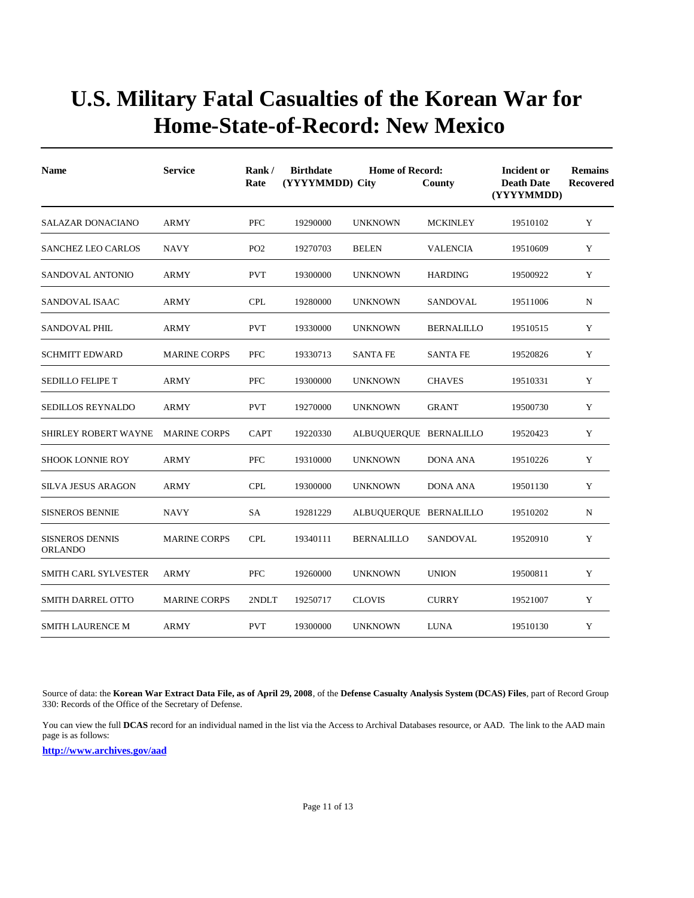# U.S. Military Fatal Casualties of the Korean War for Home-State-of-Record: New Mexico

| Name | Service | Rank / Rate | Birthdate (YYYYMMDD) | Home of Record: City | County | Incident or Death Date (YYYYMMDD) | Remains Recovered |
|---|---|---|---|---|---|---|---|
| SALAZAR DONACIANO | ARMY | PFC | 19290000 | UNKNOWN | MCKINLEY | 19510102 | Y |
| SANCHEZ LEO CARLOS | NAVY | PO2 | 19270703 | BELEN | VALENCIA | 19510609 | Y |
| SANDOVAL ANTONIO | ARMY | PVT | 19300000 | UNKNOWN | HARDING | 19500922 | Y |
| SANDOVAL ISAAC | ARMY | CPL | 19280000 | UNKNOWN | SANDOVAL | 19511006 | N |
| SANDOVAL PHIL | ARMY | PVT | 19330000 | UNKNOWN | BERNALILLO | 19510515 | Y |
| SCHMITT EDWARD | MARINE CORPS | PFC | 19330713 | SANTA FE | SANTA FE | 19520826 | Y |
| SEDILLO FELIPE T | ARMY | PFC | 19300000 | UNKNOWN | CHAVES | 19510331 | Y |
| SEDILLOS REYNALDO | ARMY | PVT | 19270000 | UNKNOWN | GRANT | 19500730 | Y |
| SHIRLEY ROBERT WAYNE | MARINE CORPS | CAPT | 19220330 | ALBUQUERQUE | BERNALILLO | 19520423 | Y |
| SHOOK LONNIE ROY | ARMY | PFC | 19310000 | UNKNOWN | DONA ANA | 19510226 | Y |
| SILVA JESUS ARAGON | ARMY | CPL | 19300000 | UNKNOWN | DONA ANA | 19501130 | Y |
| SISNEROS BENNIE | NAVY | SA | 19281229 | ALBUQUERQUE | BERNALILLO | 19510202 | N |
| SISNEROS DENNIS ORLANDO | MARINE CORPS | CPL | 19340111 | BERNALILLO | SANDOVAL | 19520910 | Y |
| SMITH CARL SYLVESTER | ARMY | PFC | 19260000 | UNKNOWN | UNION | 19500811 | Y |
| SMITH DARREL OTTO | MARINE CORPS | 2NDLT | 19250717 | CLOVIS | CURRY | 19521007 | Y |
| SMITH LAURENCE M | ARMY | PVT | 19300000 | UNKNOWN | LUNA | 19510130 | Y |

Source of data: the **Korean War Extract Data File, as of April 29, 2008**, of the **Defense Casualty Analysis System (DCAS) Files**, part of Record Group 330: Records of the Office of the Secretary of Defense.

You can view the full **DCAS** record for an individual named in the list via the Access to Archival Databases resource, or AAD. The link to the AAD main page is as follows:

**http://www.archives.gov/aad**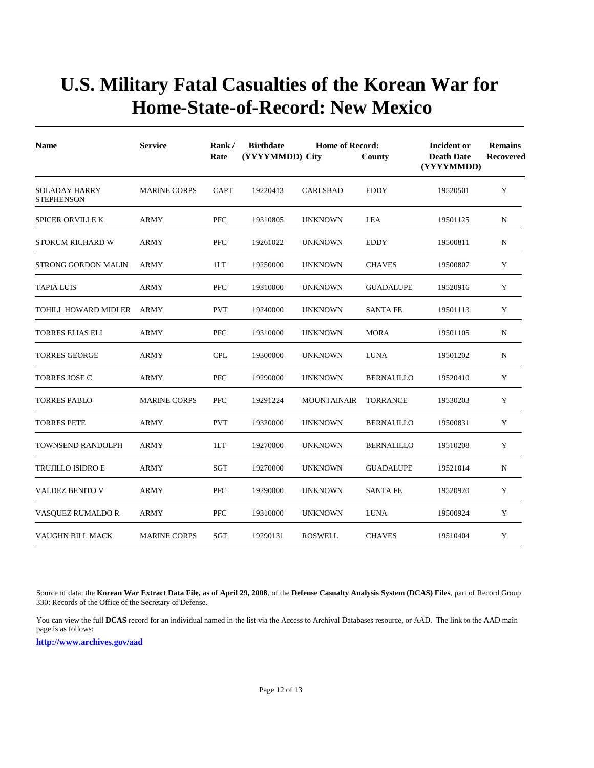# U.S. Military Fatal Casualties of the Korean War for Home-State-of-Record: New Mexico

| Name | Service | Rank / Rate | Birthdate (YYYYMMDD) | Home of Record: City | County | Incident or Death Date (YYYYMMDD) | Remains Recovered |
|---|---|---|---|---|---|---|---|
| SOLADAY HARRY STEPHENSON | MARINE CORPS | CAPT | 19220413 | CARLSBAD | EDDY | 19520501 | Y |
| SPICER ORVILLE K | ARMY | PFC | 19310805 | UNKNOWN | LEA | 19501125 | N |
| STOKUM RICHARD W | ARMY | PFC | 19261022 | UNKNOWN | EDDY | 19500811 | N |
| STRONG GORDON MALIN | ARMY | 1LT | 19250000 | UNKNOWN | CHAVES | 19500807 | Y |
| TAPIA LUIS | ARMY | PFC | 19310000 | UNKNOWN | GUADALUPE | 19520916 | Y |
| TOHILL HOWARD MIDLER | ARMY | PVT | 19240000 | UNKNOWN | SANTA FE | 19501113 | Y |
| TORRES ELIAS ELI | ARMY | PFC | 19310000 | UNKNOWN | MORA | 19501105 | N |
| TORRES GEORGE | ARMY | CPL | 19300000 | UNKNOWN | LUNA | 19501202 | N |
| TORRES JOSE C | ARMY | PFC | 19290000 | UNKNOWN | BERNALILLO | 19520410 | Y |
| TORRES PABLO | MARINE CORPS | PFC | 19291224 | MOUNTAINAIR | TORRANCE | 19530203 | Y |
| TORRES PETE | ARMY | PVT | 19320000 | UNKNOWN | BERNALILLO | 19500831 | Y |
| TOWNSEND RANDOLPH | ARMY | 1LT | 19270000 | UNKNOWN | BERNALILLO | 19510208 | Y |
| TRUJILLO ISIDRO E | ARMY | SGT | 19270000 | UNKNOWN | GUADALUPE | 19521014 | N |
| VALDEZ BENITO V | ARMY | PFC | 19290000 | UNKNOWN | SANTA FE | 19520920 | Y |
| VASQUEZ RUMALDO R | ARMY | PFC | 19310000 | UNKNOWN | LUNA | 19500924 | Y |
| VAUGHN BILL MACK | MARINE CORPS | SGT | 19290131 | ROSWELL | CHAVES | 19510404 | Y |

Source of data: the **Korean War Extract Data File, as of April 29, 2008**, of the **Defense Casualty Analysis System (DCAS) Files**, part of Record Group 330: Records of the Office of the Secretary of Defense.

You can view the full **DCAS** record for an individual named in the list via the Access to Archival Databases resource, or AAD. The link to the AAD main page is as follows:

**http://www.archives.gov/aad**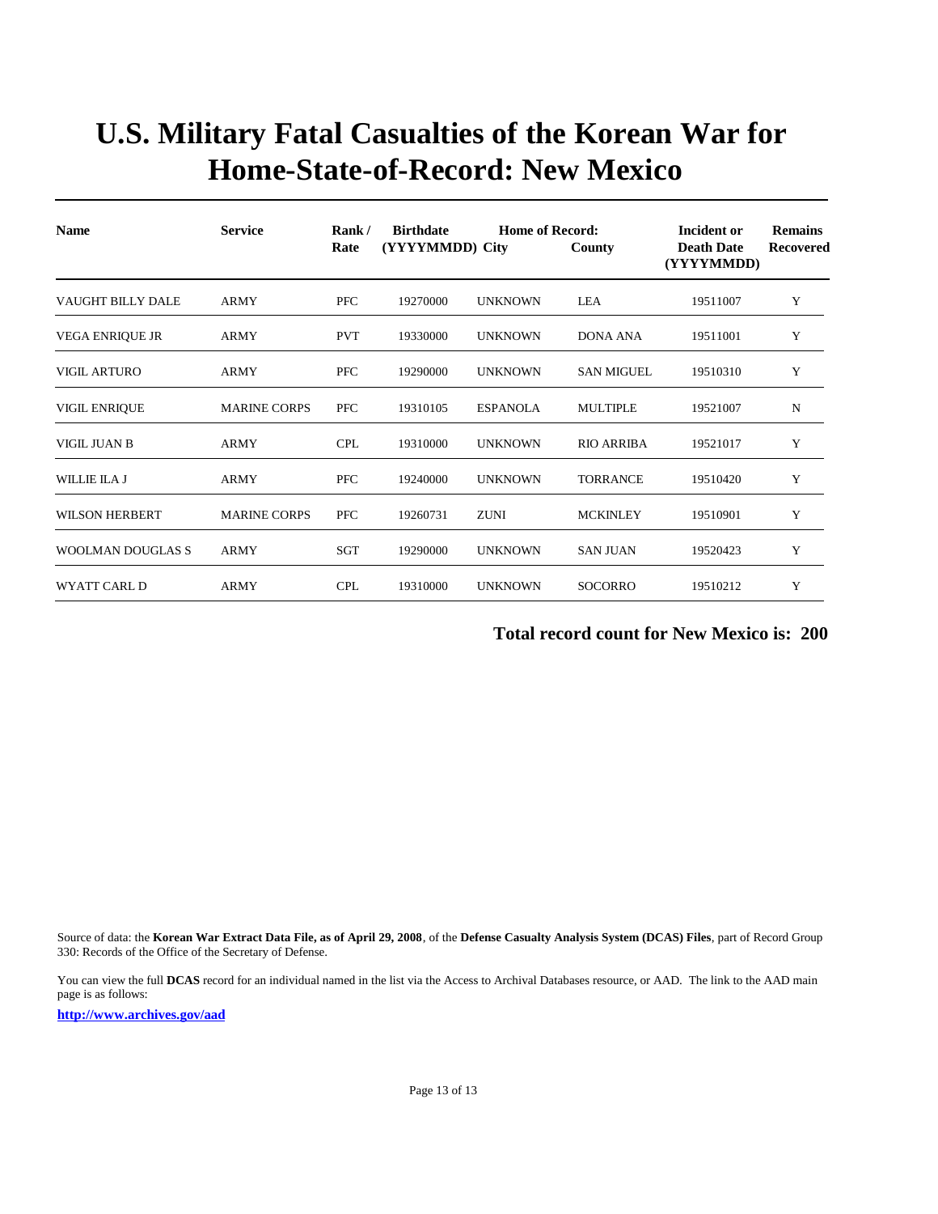# U.S. Military Fatal Casualties of the Korean War for Home-State-of-Record: New Mexico

| Name | Service | Rank / Rate | Birthdate (YYYYMMDD) | Home of Record: City | County | Incident or Death Date (YYYYMMDD) | Remains Recovered |
|---|---|---|---|---|---|---|---|
| VAUGHT BILLY DALE | ARMY | PFC | 19270000 | UNKNOWN | LEA | 19511007 | Y |
| VEGA ENRIQUE JR | ARMY | PVT | 19330000 | UNKNOWN | DONA ANA | 19511001 | Y |
| VIGIL ARTURO | ARMY | PFC | 19290000 | UNKNOWN | SAN MIGUEL | 19510310 | Y |
| VIGIL ENRIQUE | MARINE CORPS | PFC | 19310105 | ESPANOLA | MULTIPLE | 19521007 | N |
| VIGIL JUAN B | ARMY | CPL | 19310000 | UNKNOWN | RIO ARRIBA | 19521017 | Y |
| WILLIE ILA J | ARMY | PFC | 19240000 | UNKNOWN | TORRANCE | 19510420 | Y |
| WILSON HERBERT | MARINE CORPS | PFC | 19260731 | ZUNI | MCKINLEY | 19510901 | Y |
| WOOLMAN DOUGLAS S | ARMY | SGT | 19290000 | UNKNOWN | SAN JUAN | 19520423 | Y |
| WYATT CARL D | ARMY | CPL | 19310000 | UNKNOWN | SOCORRO | 19510212 | Y |

**Total record count for New Mexico is: 200**

Source of data: the **Korean War Extract Data File, as of April 29, 2008**, of the **Defense Casualty Analysis System (DCAS) Files**, part of Record Group 330: Records of the Office of the Secretary of Defense.

You can view the full **DCAS** record for an individual named in the list via the Access to Archival Databases resource, or AAD. The link to the AAD main page is as follows:

**http://www.archives.gov/aad**